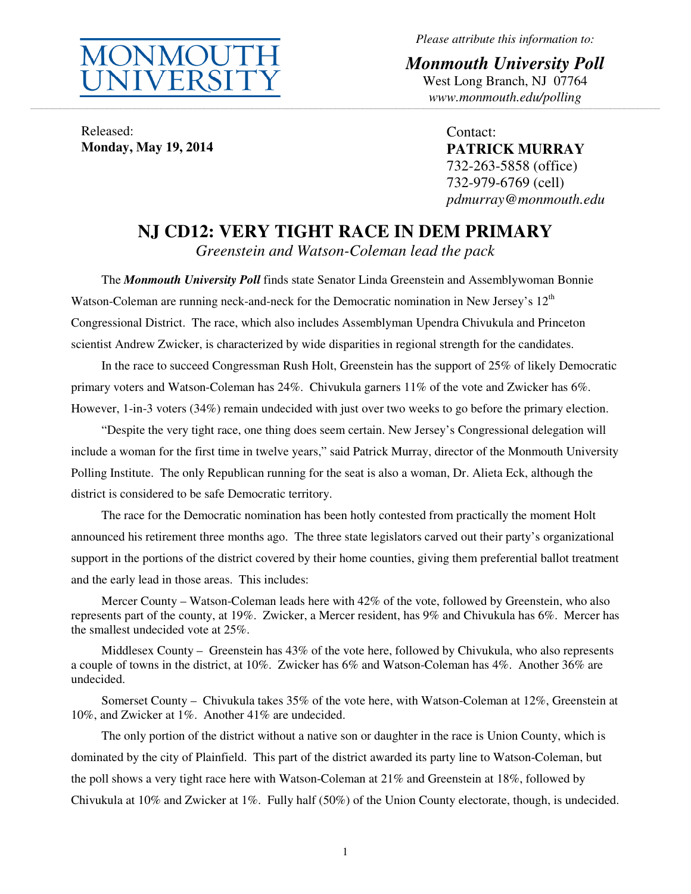MONMOUTH UNIVERSITY

*Please attribute this information to:*

***Monmouth University Poll***
West Long Branch, NJ 07764
*www.monmouth.edu/polling*

Released:
**Monday, May 19, 2014**

Contact:
**PATRICK MURRAY**
732-263-5858 (office)
732-979-6769 (cell)
*pdmurray@monmouth.edu*

# NJ CD12: VERY TIGHT RACE IN DEM PRIMARY

*Greenstein and Watson-Coleman lead the pack*

The ***Monmouth University Poll*** finds state Senator Linda Greenstein and Assemblywoman Bonnie Watson-Coleman are running neck-and-neck for the Democratic nomination in New Jersey's 12th Congressional District. The race, which also includes Assemblyman Upendra Chivukula and Princeton scientist Andrew Zwicker, is characterized by wide disparities in regional strength for the candidates.

In the race to succeed Congressman Rush Holt, Greenstein has the support of 25% of likely Democratic primary voters and Watson-Coleman has 24%. Chivukula garners 11% of the vote and Zwicker has 6%. However, 1-in-3 voters (34%) remain undecided with just over two weeks to go before the primary election.

"Despite the very tight race, one thing does seem certain. New Jersey's Congressional delegation will include a woman for the first time in twelve years," said Patrick Murray, director of the Monmouth University Polling Institute. The only Republican running for the seat is also a woman, Dr. Alieta Eck, although the district is considered to be safe Democratic territory.

The race for the Democratic nomination has been hotly contested from practically the moment Holt announced his retirement three months ago. The three state legislators carved out their party's organizational support in the portions of the district covered by their home counties, giving them preferential ballot treatment and the early lead in those areas. This includes:

Mercer County – Watson-Coleman leads here with 42% of the vote, followed by Greenstein, who also represents part of the county, at 19%. Zwicker, a Mercer resident, has 9% and Chivukula has 6%. Mercer has the smallest undecided vote at 25%.

Middlesex County – Greenstein has 43% of the vote here, followed by Chivukula, who also represents a couple of towns in the district, at 10%. Zwicker has 6% and Watson-Coleman has 4%. Another 36% are undecided.

Somerset County – Chivukula takes 35% of the vote here, with Watson-Coleman at 12%, Greenstein at 10%, and Zwicker at 1%. Another 41% are undecided.

The only portion of the district without a native son or daughter in the race is Union County, which is dominated by the city of Plainfield. This part of the district awarded its party line to Watson-Coleman, but the poll shows a very tight race here with Watson-Coleman at 21% and Greenstein at 18%, followed by Chivukula at 10% and Zwicker at 1%. Fully half (50%) of the Union County electorate, though, is undecided.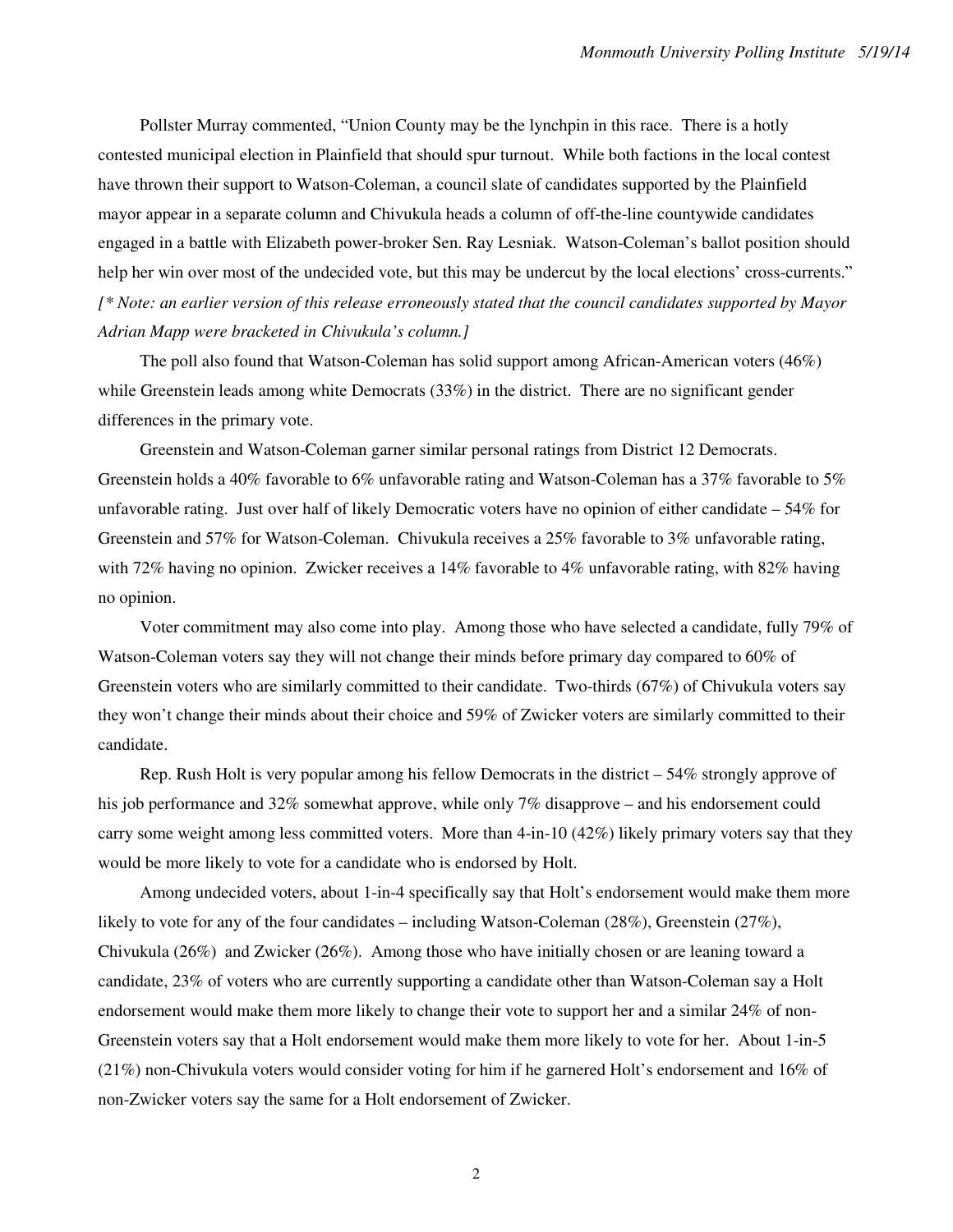Pollster Murray commented, "Union County may be the lynchpin in this race. There is a hotly contested municipal election in Plainfield that should spur turnout. While both factions in the local contest have thrown their support to Watson-Coleman, a council slate of candidates supported by the Plainfield mayor appear in a separate column and Chivukula heads a column of off-the-line countywide candidates engaged in a battle with Elizabeth power-broker Sen. Ray Lesniak. Watson-Coleman's ballot position should help her win over most of the undecided vote, but this may be undercut by the local elections' cross-currents." *[* Note: an earlier version of this release erroneously stated that the council candidates supported by Mayor Adrian Mapp were bracketed in Chivukula's column.]*

The poll also found that Watson-Coleman has solid support among African-American voters (46%) while Greenstein leads among white Democrats (33%) in the district. There are no significant gender differences in the primary vote.

Greenstein and Watson-Coleman garner similar personal ratings from District 12 Democrats. Greenstein holds a 40% favorable to 6% unfavorable rating and Watson-Coleman has a 37% favorable to 5% unfavorable rating. Just over half of likely Democratic voters have no opinion of either candidate – 54% for Greenstein and 57% for Watson-Coleman. Chivukula receives a 25% favorable to 3% unfavorable rating, with 72% having no opinion. Zwicker receives a 14% favorable to 4% unfavorable rating, with 82% having no opinion.

Voter commitment may also come into play. Among those who have selected a candidate, fully 79% of Watson-Coleman voters say they will not change their minds before primary day compared to 60% of Greenstein voters who are similarly committed to their candidate. Two-thirds (67%) of Chivukula voters say they won't change their minds about their choice and 59% of Zwicker voters are similarly committed to their candidate.

Rep. Rush Holt is very popular among his fellow Democrats in the district – 54% strongly approve of his job performance and 32% somewhat approve, while only 7% disapprove – and his endorsement could carry some weight among less committed voters. More than 4-in-10 (42%) likely primary voters say that they would be more likely to vote for a candidate who is endorsed by Holt.

Among undecided voters, about 1-in-4 specifically say that Holt's endorsement would make them more likely to vote for any of the four candidates – including Watson-Coleman (28%), Greenstein (27%), Chivukula (26%) and Zwicker (26%). Among those who have initially chosen or are leaning toward a candidate, 23% of voters who are currently supporting a candidate other than Watson-Coleman say a Holt endorsement would make them more likely to change their vote to support her and a similar 24% of non-Greenstein voters say that a Holt endorsement would make them more likely to vote for her. About 1-in-5 (21%) non-Chivukula voters would consider voting for him if he garnered Holt's endorsement and 16% of non-Zwicker voters say the same for a Holt endorsement of Zwicker.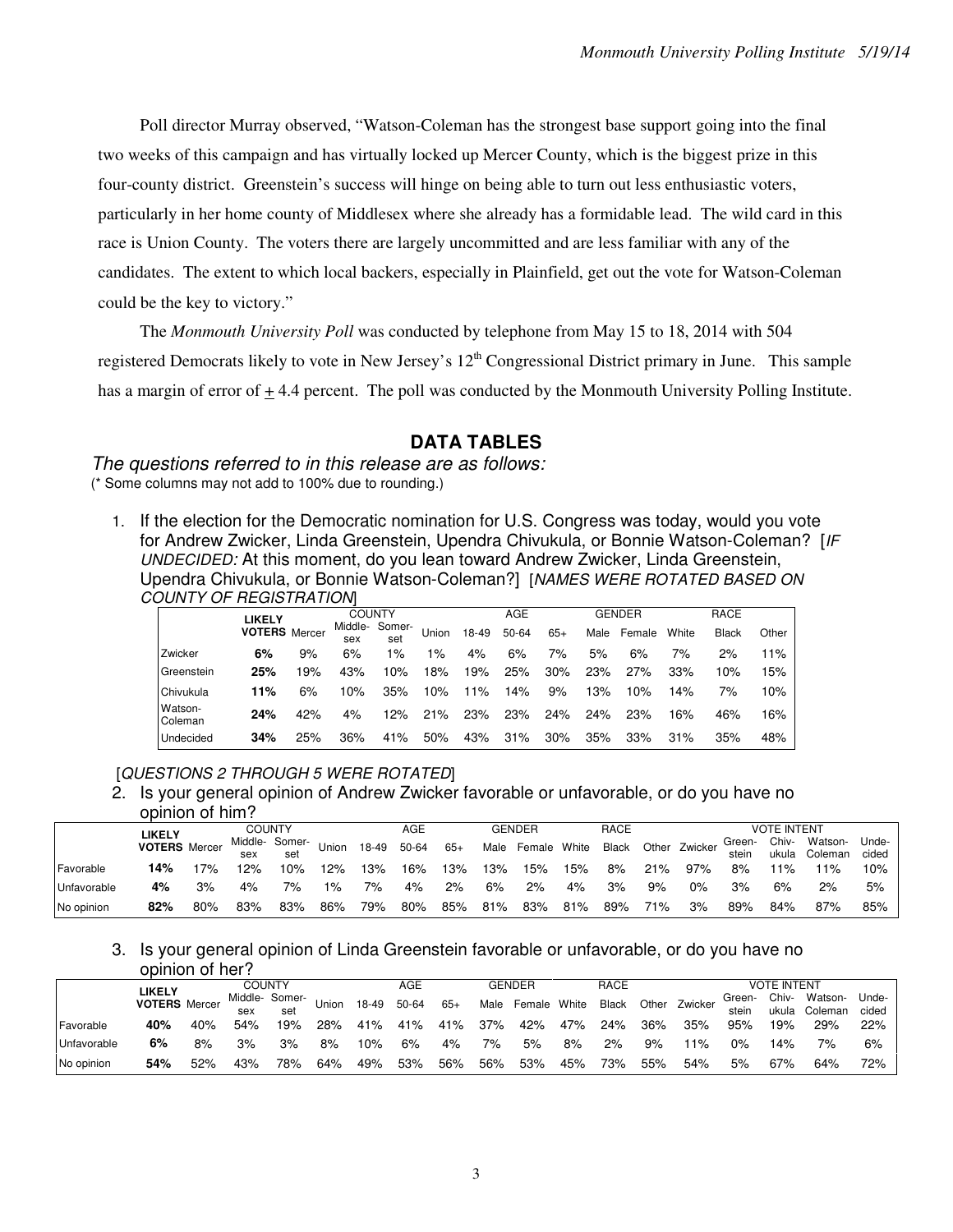Poll director Murray observed, "Watson-Coleman has the strongest base support going into the final two weeks of this campaign and has virtually locked up Mercer County, which is the biggest prize in this four-county district. Greenstein's success will hinge on being able to turn out less enthusiastic voters, particularly in her home county of Middlesex where she already has a formidable lead. The wild card in this race is Union County. The voters there are largely uncommitted and are less familiar with any of the candidates. The extent to which local backers, especially in Plainfield, get out the vote for Watson-Coleman could be the key to victory."

The *Monmouth University Poll* was conducted by telephone from May 15 to 18, 2014 with 504 registered Democrats likely to vote in New Jersey's 12th Congressional District primary in June. This sample has a margin of error of ± 4.4 percent. The poll was conducted by the Monmouth University Polling Institute.

## DATA TABLES

*The questions referred to in this release are as follows:*
(* Some columns may not add to 100% due to rounding.)

1. If the election for the Democratic nomination for U.S. Congress was today, would you vote for Andrew Zwicker, Linda Greenstein, Upendra Chivukula, or Bonnie Watson-Coleman? [*IF UNDECIDED:* At this moment, do you lean toward Andrew Zwicker, Linda Greenstein, Upendra Chivukula, or Bonnie Watson-Coleman?] [*NAMES WERE ROTATED BASED ON COUNTY OF REGISTRATION*]

| | LIKELY VOTERS | COUNTY | | | | AGE | | | GENDER | | RACE | | |
|---|---|---|---|---|---|---|---|---|---|---|---|---|---|
| | | Mercer | Middle-sex | Somer-set | Union | 18-49 | 50-64 | 65+ | Male | Female | White | Black | Other |
| Zwicker | **6%** | 9% | 6% | 1% | 1% | 4% | 6% | 7% | 5% | 6% | 7% | 2% | 11% |
| Greenstein | **25%** | 19% | 43% | 10% | 18% | 19% | 25% | 30% | 23% | 27% | 33% | 10% | 15% |
| Chivukula | **11%** | 6% | 10% | 35% | 10% | 11% | 14% | 9% | 13% | 10% | 14% | 7% | 10% |
| Watson-Coleman | **24%** | 42% | 4% | 12% | 21% | 23% | 23% | 24% | 24% | 23% | 16% | 46% | 16% |
| Undecided | **34%** | 25% | 36% | 41% | 50% | 43% | 31% | 30% | 35% | 33% | 31% | 35% | 48% |

[*QUESTIONS 2 THROUGH 5 WERE ROTATED*]

2. Is your general opinion of Andrew Zwicker favorable or unfavorable, or do you have no opinion of him?

| | LIKELY VOTERS | COUNTY | | | | AGE | | | GENDER | | RACE | | | VOTE INTENT | | | | |
|---|---|---|---|---|---|---|---|---|---|---|---|---|---|---|---|---|---|---|
| | | Mercer | Middle-sex | Somer-set | Union | 18-49 | 50-64 | 65+ | Male | Female | White | Black | Other | Zwicker | Green-stein | Chiv-ukula | Watson-Coleman | Unde-cided |
| Favorable | **14%** | 17% | 12% | 10% | 12% | 13% | 16% | 13% | 13% | 15% | 15% | 8% | 21% | 97% | 8% | 11% | 11% | 10% |
| Unfavorable | **4%** | 3% | 4% | 7% | 1% | 7% | 4% | 2% | 6% | 2% | 4% | 3% | 9% | 0% | 3% | 6% | 2% | 5% |
| No opinion | **82%** | 80% | 83% | 83% | 86% | 79% | 80% | 85% | 81% | 83% | 81% | 89% | 71% | 3% | 89% | 84% | 87% | 85% |

3. Is your general opinion of Linda Greenstein favorable or unfavorable, or do you have no opinion of her?

| | LIKELY VOTERS | COUNTY | | | | AGE | | | GENDER | | RACE | | | VOTE INTENT | | | | |
|---|---|---|---|---|---|---|---|---|---|---|---|---|---|---|---|---|---|---|
| | | Mercer | Middle-sex | Somer-set | Union | 18-49 | 50-64 | 65+ | Male | Female | White | Black | Other | Zwicker | Green-stein | Chiv-ukula | Watson-Coleman | Unde-cided |
| Favorable | **40%** | 40% | 54% | 19% | 28% | 41% | 41% | 41% | 37% | 42% | 47% | 24% | 36% | 35% | 95% | 19% | 29% | 22% |
| Unfavorable | **6%** | 8% | 3% | 3% | 8% | 10% | 6% | 4% | 7% | 5% | 8% | 2% | 9% | 11% | 0% | 14% | 7% | 6% |
| No opinion | **54%** | 52% | 43% | 78% | 64% | 49% | 53% | 56% | 56% | 53% | 45% | 73% | 55% | 54% | 5% | 67% | 64% | 72% |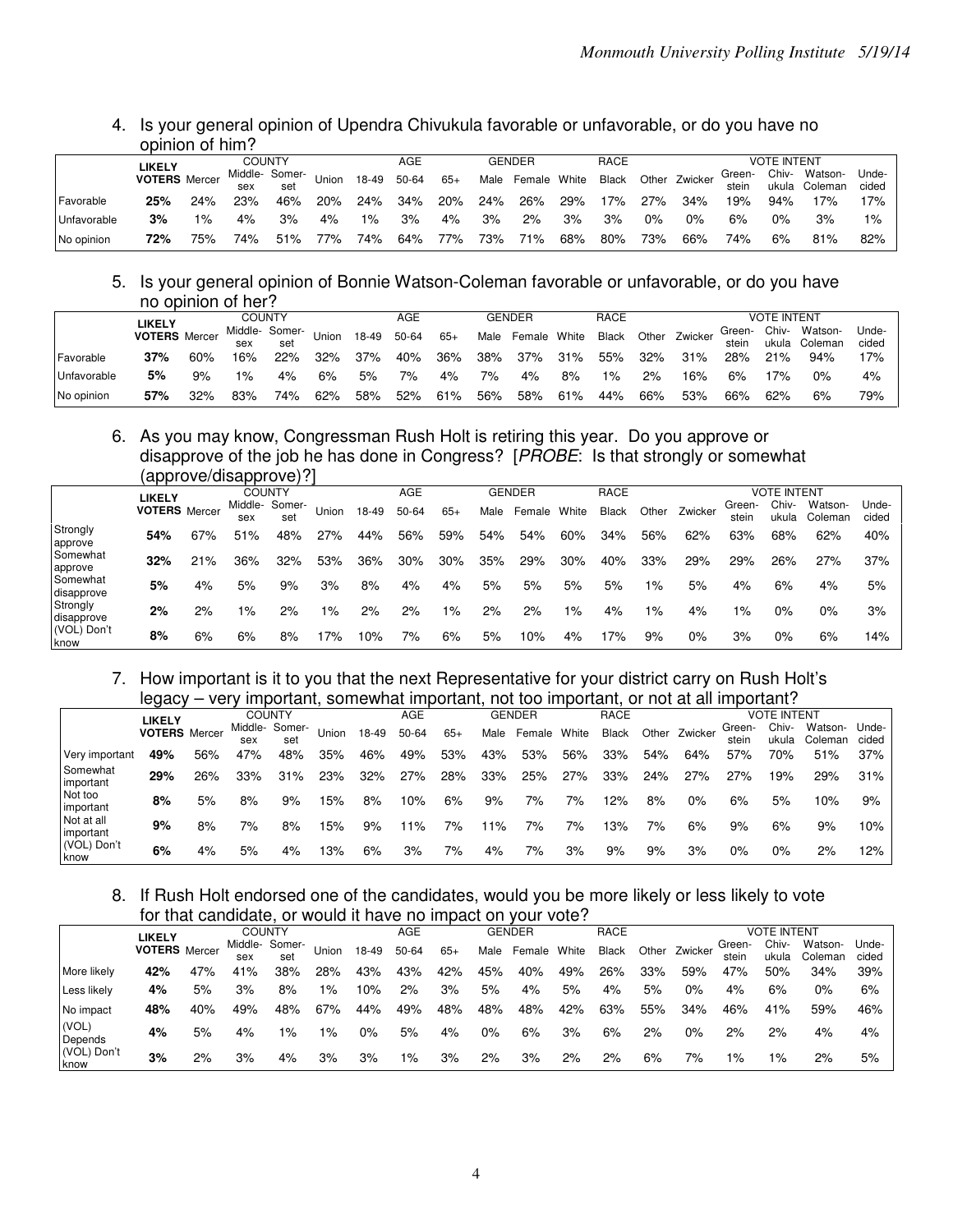4. Is your general opinion of Upendra Chivukula favorable or unfavorable, or do you have no opinion of him?

| | LIKELY VOTERS | COUNTY | | | | AGE | | | GENDER | | RACE | | | VOTE INTENT | | | | |
|---|---|---|---|---|---|---|---|---|---|---|---|---|---|---|---|---|---|---|
| | | Mercer | Middle-sex | Somer-set | Union | 18-49 | 50-64 | 65+ | Male | Female | White | Black | Other | Zwicker | Green-stein | Chiv-ukula | Watson-Coleman | Unde-cided |
| Favorable | **25%** | 24% | 23% | 46% | 20% | 24% | 34% | 20% | 24% | 26% | 29% | 17% | 27% | 34% | 19% | 94% | 17% | 17% |
| Unfavorable | **3%** | 1% | 4% | 3% | 4% | 1% | 3% | 4% | 3% | 2% | 3% | 3% | 0% | 0% | 6% | 0% | 3% | 1% |
| No opinion | **72%** | 75% | 74% | 51% | 77% | 74% | 64% | 77% | 73% | 71% | 68% | 80% | 73% | 66% | 74% | 6% | 81% | 82% |

5. Is your general opinion of Bonnie Watson-Coleman favorable or unfavorable, or do you have no opinion of her?

| | LIKELY VOTERS | COUNTY | | | | AGE | | | GENDER | | RACE | | | VOTE INTENT | | | | |
|---|---|---|---|---|---|---|---|---|---|---|---|---|---|---|---|---|---|---|
| | | Mercer | Middle-sex | Somer-set | Union | 18-49 | 50-64 | 65+ | Male | Female | White | Black | Other | Zwicker | Green-stein | Chiv-ukula | Watson-Coleman | Unde-cided |
| Favorable | **37%** | 60% | 16% | 22% | 32% | 37% | 40% | 36% | 38% | 37% | 31% | 55% | 32% | 31% | 28% | 21% | 94% | 17% |
| Unfavorable | **5%** | 9% | 1% | 4% | 6% | 5% | 7% | 4% | 7% | 4% | 8% | 1% | 2% | 16% | 6% | 17% | 0% | 4% |
| No opinion | **57%** | 32% | 83% | 74% | 62% | 58% | 52% | 61% | 56% | 58% | 61% | 44% | 66% | 53% | 66% | 62% | 6% | 79% |

6. As you may know, Congressman Rush Holt is retiring this year. Do you approve or disapprove of the job he has done in Congress? [*PROBE*: Is that strongly or somewhat (approve/disapprove)?]

| | LIKELY VOTERS | COUNTY | | | | AGE | | | GENDER | | RACE | | | VOTE INTENT | | | | |
|---|---|---|---|---|---|---|---|---|---|---|---|---|---|---|---|---|---|---|
| | | Mercer | Middle-sex | Somer-set | Union | 18-49 | 50-64 | 65+ | Male | Female | White | Black | Other | Zwicker | Green-stein | Chiv-ukula | Watson-Coleman | Unde-cided |
| Strongly approve | **54%** | 67% | 51% | 48% | 27% | 44% | 56% | 59% | 54% | 54% | 60% | 34% | 56% | 62% | 63% | 68% | 62% | 40% |
| Somewhat approve | **32%** | 21% | 36% | 32% | 53% | 36% | 30% | 30% | 35% | 29% | 30% | 40% | 33% | 29% | 29% | 26% | 27% | 37% |
| Somewhat disapprove | **5%** | 4% | 5% | 9% | 3% | 8% | 4% | 4% | 5% | 5% | 5% | 5% | 1% | 5% | 4% | 6% | 4% | 5% |
| Strongly disapprove | **2%** | 2% | 1% | 2% | 1% | 2% | 2% | 1% | 2% | 2% | 1% | 4% | 1% | 4% | 1% | 0% | 0% | 3% |
| (VOL) Don't know | **8%** | 6% | 6% | 8% | 17% | 10% | 7% | 6% | 5% | 10% | 4% | 17% | 9% | 0% | 3% | 0% | 6% | 14% |

7. How important is it to you that the next Representative for your district carry on Rush Holt's legacy – very important, somewhat important, not too important, or not at all important?

| | LIKELY VOTERS | COUNTY | | | | AGE | | | GENDER | | RACE | | | VOTE INTENT | | | | |
|---|---|---|---|---|---|---|---|---|---|---|---|---|---|---|---|---|---|---|
| | | Mercer | Middle-sex | Somer-set | Union | 18-49 | 50-64 | 65+ | Male | Female | White | Black | Other | Zwicker | Green-stein | Chiv-ukula | Watson-Coleman | Unde-cided |
| Very important | **49%** | 56% | 47% | 48% | 35% | 46% | 49% | 53% | 43% | 53% | 56% | 33% | 54% | 64% | 57% | 70% | 51% | 37% |
| Somewhat important | **29%** | 26% | 33% | 31% | 23% | 32% | 27% | 28% | 33% | 25% | 27% | 33% | 24% | 27% | 27% | 19% | 29% | 31% |
| Not too important | **8%** | 5% | 8% | 9% | 15% | 8% | 10% | 6% | 9% | 7% | 7% | 12% | 8% | 0% | 6% | 5% | 10% | 9% |
| Not at all important | **9%** | 8% | 7% | 8% | 15% | 9% | 11% | 7% | 11% | 7% | 7% | 13% | 7% | 6% | 9% | 6% | 9% | 10% |
| (VOL) Don't know | **6%** | 4% | 5% | 4% | 13% | 6% | 3% | 7% | 4% | 7% | 3% | 9% | 9% | 3% | 0% | 0% | 2% | 12% |

8. If Rush Holt endorsed one of the candidates, would you be more likely or less likely to vote for that candidate, or would it have no impact on your vote?

| | LIKELY VOTERS | COUNTY | | | | AGE | | | GENDER | | RACE | | | VOTE INTENT | | | | |
|---|---|---|---|---|---|---|---|---|---|---|---|---|---|---|---|---|---|---|
| | | Mercer | Middle-sex | Somer-set | Union | 18-49 | 50-64 | 65+ | Male | Female | White | Black | Other | Zwicker | Green-stein | Chiv-ukula | Watson-Coleman | Unde-cided |
| More likely | **42%** | 47% | 41% | 38% | 28% | 43% | 43% | 42% | 45% | 40% | 49% | 26% | 33% | 59% | 47% | 50% | 34% | 39% |
| Less likely | **4%** | 5% | 3% | 8% | 1% | 10% | 2% | 3% | 5% | 4% | 5% | 4% | 5% | 0% | 4% | 6% | 0% | 6% |
| No impact | **48%** | 40% | 49% | 48% | 67% | 44% | 49% | 48% | 48% | 48% | 42% | 63% | 55% | 34% | 46% | 41% | 59% | 46% |
| (VOL) Depends | **4%** | 5% | 4% | 1% | 1% | 0% | 5% | 4% | 0% | 6% | 3% | 6% | 2% | 0% | 2% | 2% | 4% | 4% |
| (VOL) Don't know | **3%** | 2% | 3% | 4% | 3% | 3% | 1% | 3% | 2% | 3% | 2% | 2% | 6% | 7% | 1% | 1% | 2% | 5% |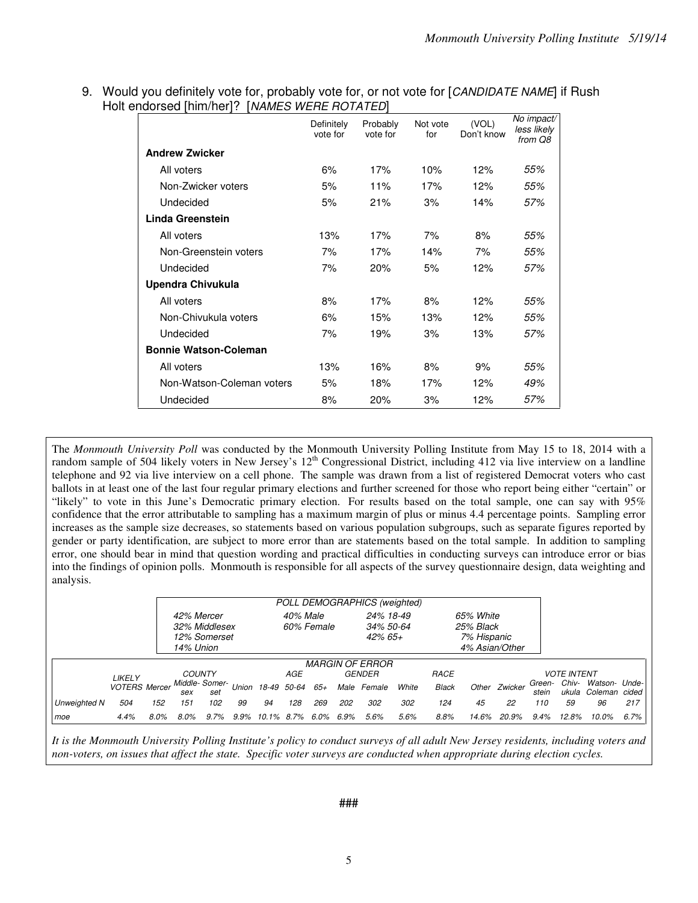9. Would you definitely vote for, probably vote for, or not vote for [*CANDIDATE NAME*] if Rush Holt endorsed [him/her]? [*NAMES WERE ROTATED*]

| | Definitely vote for | Probably vote for | Not vote for | (VOL) Don't know | *No impact/ less likely from Q8* |
|---|---|---|---|---|---|
| **Andrew Zwicker** | | | | | |
| All voters | 6% | 17% | 10% | 12% | *55%* |
| Non-Zwicker voters | 5% | 11% | 17% | 12% | *55%* |
| Undecided | 5% | 21% | 3% | 14% | *57%* |
| **Linda Greenstein** | | | | | |
| All voters | 13% | 17% | 7% | 8% | *55%* |
| Non-Greenstein voters | 7% | 17% | 14% | 7% | *55%* |
| Undecided | 7% | 20% | 5% | 12% | *57%* |
| **Upendra Chivukula** | | | | | |
| All voters | 8% | 17% | 8% | 12% | *55%* |
| Non-Chivukula voters | 6% | 15% | 13% | 12% | *55%* |
| Undecided | 7% | 19% | 3% | 13% | *57%* |
| **Bonnie Watson-Coleman** | | | | | |
| All voters | 13% | 16% | 8% | 9% | *55%* |
| Non-Watson-Coleman voters | 5% | 18% | 17% | 12% | *49%* |
| Undecided | 8% | 20% | 3% | 12% | *57%* |

The *Monmouth University Poll* was conducted by the Monmouth University Polling Institute from May 15 to 18, 2014 with a random sample of 504 likely voters in New Jersey's 12th Congressional District, including 412 via live interview on a landline telephone and 92 via live interview on a cell phone. The sample was drawn from a list of registered Democrat voters who cast ballots in at least one of the last four regular primary elections and further screened for those who report being either "certain" or "likely" to vote in this June's Democratic primary election. For results based on the total sample, one can say with 95% confidence that the error attributable to sampling has a maximum margin of plus or minus 4.4 percentage points. Sampling error increases as the sample size decreases, so statements based on various population subgroups, such as separate figures reported by gender or party identification, are subject to more error than are statements based on the total sample. In addition to sampling error, one should bear in mind that question wording and practical difficulties in conducting surveys can introduce error or bias into the findings of opinion polls. Monmouth is responsible for all aspects of the survey questionnaire design, data weighting and analysis.

*POLL DEMOGRAPHICS (weighted)*

| | | | | |
|---|---|---|---|---|
| *42% Mercer* | *40% Male* | *24% 18-49* | *65% White* | |
| *32% Middlesex* | *60% Female* | *34% 50-64* | *25% Black* | |
| *12% Somerset* | | *42% 65+* | *7% Hispanic* | |
| *14% Union* | | | *4% Asian/Other* | |

*MARGIN OF ERROR*

| | *LIKELY VOTERS* | *COUNTY* | | | | *AGE* | | | *GENDER* | | *RACE* | | | *VOTE INTENT* | | | | |
|---|---|---|---|---|---|---|---|---|---|---|---|---|---|---|---|---|---|---|
| | | *Mercer* | *Middle-sex* | *Somer-set* | *Union* | *18-49* | *50-64* | *65+* | *Male* | *Female* | *White* | *Black* | *Other* | *Zwicker* | *Green-stein* | *Chiv-ukula* | *Watson-Coleman* | *Unde-cided* |
| *Unweighted N* | *504* | *152* | *151* | *102* | *99* | *94* | *128* | *269* | *202* | *302* | *302* | *124* | *45* | *22* | *110* | *59* | *96* | *217* |
| *moe* | *4.4%* | *8.0%* | *8.0%* | *9.7%* | *9.9%* | *10.1%* | *8.7%* | *6.0%* | *6.9%* | *5.6%* | *5.6%* | *8.8%* | *14.6%* | *20.9%* | *9.4%* | *12.8%* | *10.0%* | *6.7%* |

*It is the Monmouth University Polling Institute's policy to conduct surveys of all adult New Jersey residents, including voters and non-voters, on issues that affect the state. Specific voter surveys are conducted when appropriate during election cycles.*

###